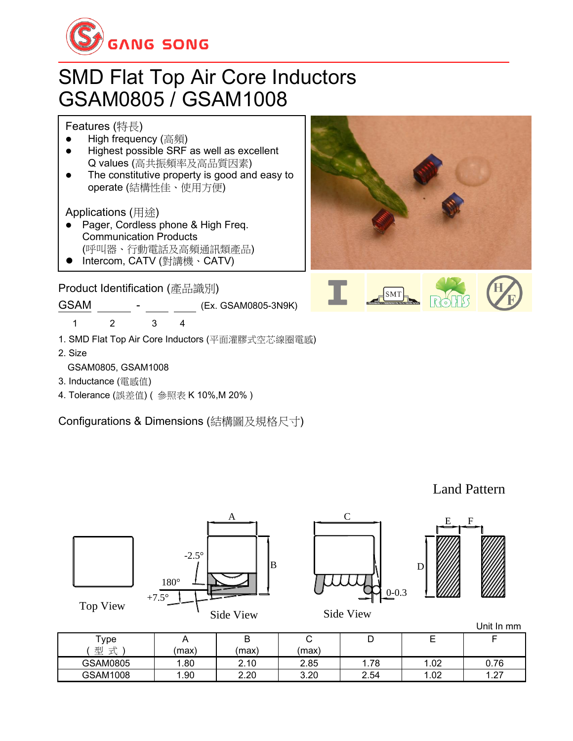GANG SONG

# SMD Flat Top Air Core Inductors
# GSAM0805 / GSAM1008

## Features (特長)

- High frequency (高頻)
- Highest possible SRF as well as excellent Q values (高共振頻率及高品質因素)
- The constitutive property is good and easy to operate (結構性佳、使用方便)

## Applications (用途)

- Pager, Cordless phone & High Freq. Communication Products (呼叫器、行動電話及高頻通訊類產品)
- Intercom, CATV (對講機、CATV)

## Product Identification (產品識別)

GSAM ______ - ____ ____ (Ex. GSAM0805-3N9K)

1 2 3 4

1. SMD Flat Top Air Core Inductors (平面灌膠式空芯線圈電感)
2. Size
   GSAM0805, GSAM1008
3. Inductance (電感值)
4. Tolerance (誤差值) ( 參照表 K 10%,M 20% )

## Configurations & Dimensions (結構圖及規格尺寸)

Top View | Side View (A, B, -2.5°, 180°, +7.5°) | Side View (C, 0-0.3) | Land Pattern (D, E, F)

Unit In mm

| Type<br>( 型 式 ) | A<br>(max) | B<br>(max) | C<br>(max) | D | E | F |
|---|---|---|---|---|---|---|
| GSAM0805 | 1.80 | 2.10 | 2.85 | 1.78 | 1.02 | 0.76 |
| GSAM1008 | 1.90 | 2.20 | 3.20 | 2.54 | 1.02 | 1.27 |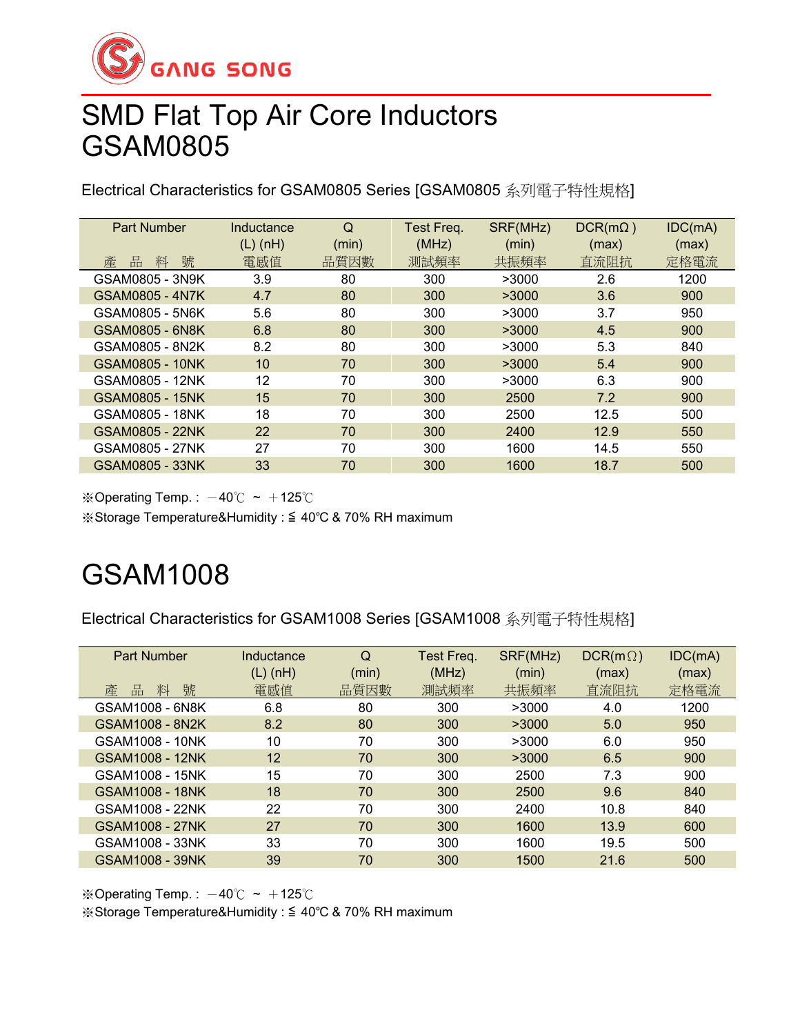GANG SONG

# SMD Flat Top Air Core Inductors GSAM0805

Electrical Characteristics for GSAM0805 Series [GSAM0805 系列電子特性規格]

| Part Number<br>產　品　料　號 | Inductance (L) (nH)<br>電感值 | Q (min)<br>品質因數 | Test Freq. (MHz)<br>測試頻率 | SRF(MHz) (min)<br>共振頻率 | DCR(mΩ) (max)<br>直流阻抗 | IDC(mA) (max)<br>定格電流 |
|---|---|---|---|---|---|---|
| GSAM0805 - 3N9K | 3.9 | 80 | 300 | >3000 | 2.6 | 1200 |
| GSAM0805 - 4N7K | 4.7 | 80 | 300 | >3000 | 3.6 | 900 |
| GSAM0805 - 5N6K | 5.6 | 80 | 300 | >3000 | 3.7 | 950 |
| GSAM0805 - 6N8K | 6.8 | 80 | 300 | >3000 | 4.5 | 900 |
| GSAM0805 - 8N2K | 8.2 | 80 | 300 | >3000 | 5.3 | 840 |
| GSAM0805 - 10NK | 10 | 70 | 300 | >3000 | 5.4 | 900 |
| GSAM0805 - 12NK | 12 | 70 | 300 | >3000 | 6.3 | 900 |
| GSAM0805 - 15NK | 15 | 70 | 300 | 2500 | 7.2 | 900 |
| GSAM0805 - 18NK | 18 | 70 | 300 | 2500 | 12.5 | 500 |
| GSAM0805 - 22NK | 22 | 70 | 300 | 2400 | 12.9 | 550 |
| GSAM0805 - 27NK | 27 | 70 | 300 | 1600 | 14.5 | 550 |
| GSAM0805 - 33NK | 33 | 70 | 300 | 1600 | 18.7 | 500 |

※Operating Temp. : －40℃ ~ ＋125℃

※Storage Temperature&Humidity : ≦ 40℃ & 70% RH maximum

# GSAM1008

Electrical Characteristics for GSAM1008 Series [GSAM1008 系列電子特性規格]

| Part Number<br>產　品　料　號 | Inductance (L) (nH)<br>電感值 | Q (min)<br>品質因數 | Test Freq. (MHz)<br>測試頻率 | SRF(MHz) (min)<br>共振頻率 | DCR(mΩ) (max)<br>直流阻抗 | IDC(mA) (max)<br>定格電流 |
|---|---|---|---|---|---|---|
| GSAM1008 - 6N8K | 6.8 | 80 | 300 | >3000 | 4.0 | 1200 |
| GSAM1008 - 8N2K | 8.2 | 80 | 300 | >3000 | 5.0 | 950 |
| GSAM1008 - 10NK | 10 | 70 | 300 | >3000 | 6.0 | 950 |
| GSAM1008 - 12NK | 12 | 70 | 300 | >3000 | 6.5 | 900 |
| GSAM1008 - 15NK | 15 | 70 | 300 | 2500 | 7.3 | 900 |
| GSAM1008 - 18NK | 18 | 70 | 300 | 2500 | 9.6 | 840 |
| GSAM1008 - 22NK | 22 | 70 | 300 | 2400 | 10.8 | 840 |
| GSAM1008 - 27NK | 27 | 70 | 300 | 1600 | 13.9 | 600 |
| GSAM1008 - 33NK | 33 | 70 | 300 | 1600 | 19.5 | 500 |
| GSAM1008 - 39NK | 39 | 70 | 300 | 1500 | 21.6 | 500 |

※Operating Temp. : －40℃ ~ ＋125℃

※Storage Temperature&Humidity : ≦ 40℃ & 70% RH maximum